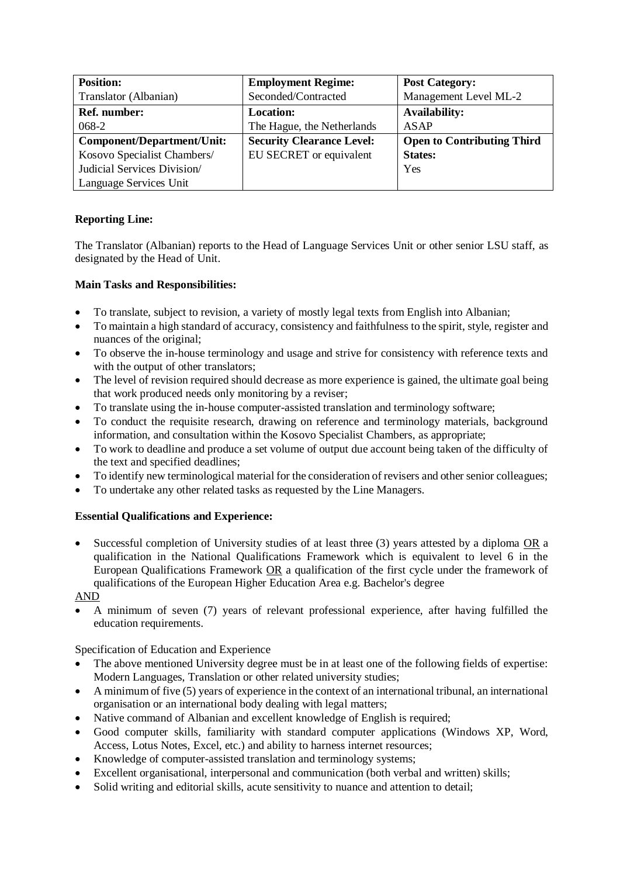| **Position:** Translator (Albanian) | **Employment Regime:** Seconded/Contracted | **Post Category:** Management Level ML-2 |
|---|---|---|
| **Ref. number:** 068-2 | **Location:** The Hague, the Netherlands | **Availability:** ASAP |
| **Component/Department/Unit:** Kosovo Specialist Chambers/ Judicial Services Division/ Language Services Unit | **Security Clearance Level:** EU SECRET or equivalent | **Open to Contributing Third States:** Yes |

**Reporting Line:**

The Translator (Albanian) reports to the Head of Language Services Unit or other senior LSU staff, as designated by the Head of Unit.

**Main Tasks and Responsibilities:**

- To translate, subject to revision, a variety of mostly legal texts from English into Albanian;
- To maintain a high standard of accuracy, consistency and faithfulness to the spirit, style, register and nuances of the original;
- To observe the in-house terminology and usage and strive for consistency with reference texts and with the output of other translators;
- The level of revision required should decrease as more experience is gained, the ultimate goal being that work produced needs only monitoring by a reviser;
- To translate using the in-house computer-assisted translation and terminology software;
- To conduct the requisite research, drawing on reference and terminology materials, background information, and consultation within the Kosovo Specialist Chambers, as appropriate;
- To work to deadline and produce a set volume of output due account being taken of the difficulty of the text and specified deadlines;
- To identify new terminological material for the consideration of revisers and other senior colleagues;
- To undertake any other related tasks as requested by the Line Managers.

**Essential Qualifications and Experience:**

- Successful completion of University studies of at least three (3) years attested by a diploma OR a qualification in the National Qualifications Framework which is equivalent to level 6 in the European Qualifications Framework OR a qualification of the first cycle under the framework of qualifications of the European Higher Education Area e.g. Bachelor's degree

AND

- A minimum of seven (7) years of relevant professional experience, after having fulfilled the education requirements.

Specification of Education and Experience

- The above mentioned University degree must be in at least one of the following fields of expertise: Modern Languages, Translation or other related university studies;
- A minimum of five (5) years of experience in the context of an international tribunal, an international organisation or an international body dealing with legal matters;
- Native command of Albanian and excellent knowledge of English is required;
- Good computer skills, familiarity with standard computer applications (Windows XP, Word, Access, Lotus Notes, Excel, etc.) and ability to harness internet resources;
- Knowledge of computer-assisted translation and terminology systems;
- Excellent organisational, interpersonal and communication (both verbal and written) skills;
- Solid writing and editorial skills, acute sensitivity to nuance and attention to detail;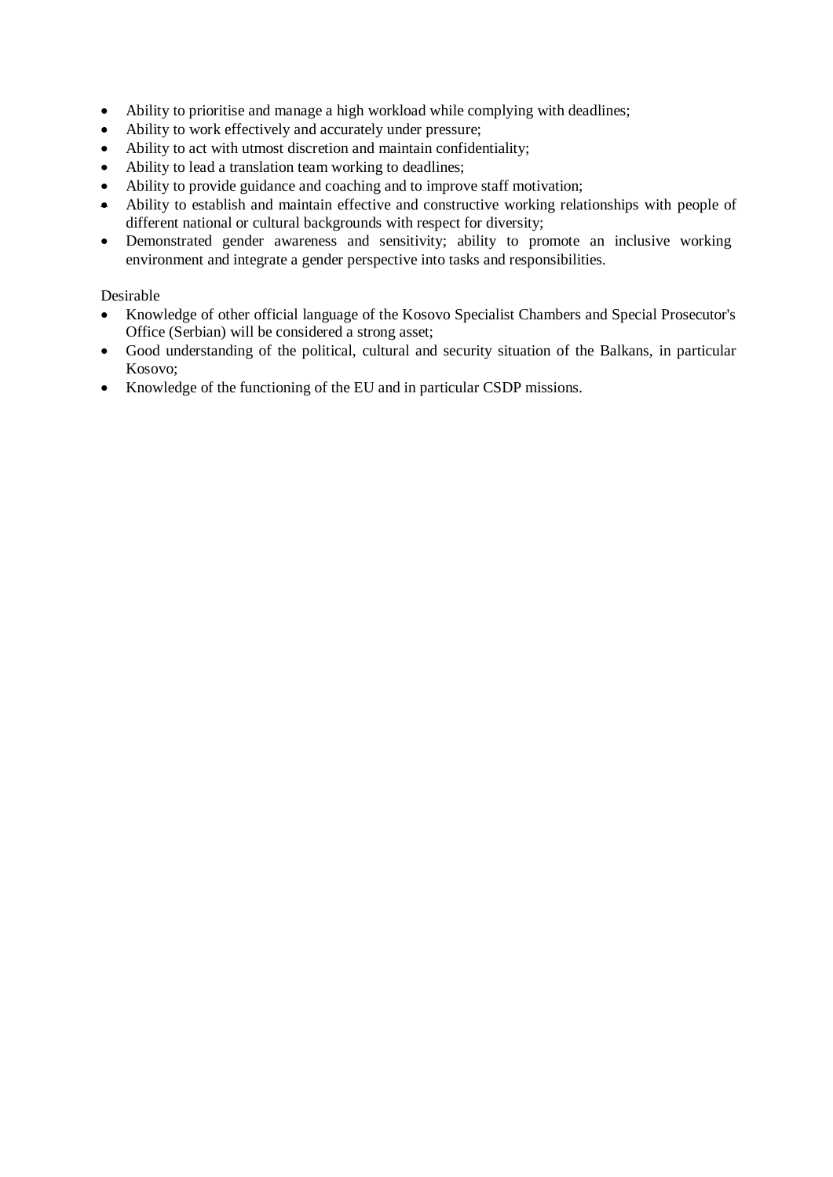- Ability to prioritise and manage a high workload while complying with deadlines;
- Ability to work effectively and accurately under pressure;
- Ability to act with utmost discretion and maintain confidentiality;
- Ability to lead a translation team working to deadlines;
- Ability to provide guidance and coaching and to improve staff motivation;
- Ability to establish and maintain effective and constructive working relationships with people of different national or cultural backgrounds with respect for diversity;
- Demonstrated gender awareness and sensitivity; ability to promote an inclusive working environment and integrate a gender perspective into tasks and responsibilities.

Desirable

- Knowledge of other official language of the Kosovo Specialist Chambers and Special Prosecutor's Office (Serbian) will be considered a strong asset;
- Good understanding of the political, cultural and security situation of the Balkans, in particular Kosovo;
- Knowledge of the functioning of the EU and in particular CSDP missions.